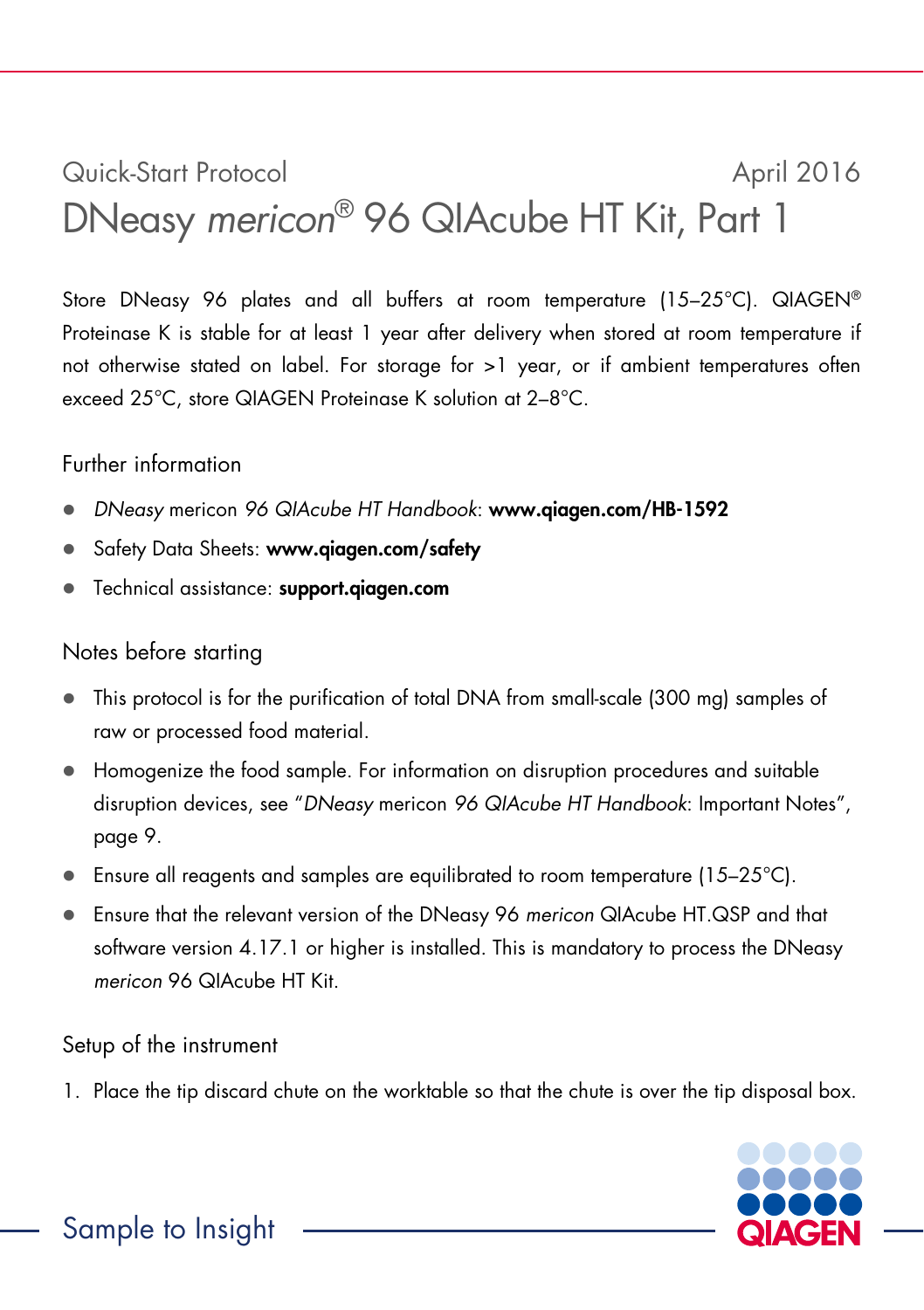Quick-Start Protocol

April 2016

# DNeasy *mericon*® 96 QIAcube HT Kit, Part 1

Store DNeasy 96 plates and all buffers at room temperature (15–25°C). QIAGEN® Proteinase K is stable for at least 1 year after delivery when stored at room temperature if not otherwise stated on label. For storage for >1 year, or if ambient temperatures often exceed 25°C, store QIAGEN Proteinase K solution at 2–8°C.

## Further information

- *DNeasy* mericon *96 QIAcube HT Handbook*: **www.qiagen.com/HB-1592**
- Safety Data Sheets: **www.qiagen.com/safety**
- Technical assistance: **support.qiagen.com**

## Notes before starting

- This protocol is for the purification of total DNA from small-scale (300 mg) samples of raw or processed food material.
- Homogenize the food sample. For information on disruption procedures and suitable disruption devices, see "*DNeasy* mericon *96 QIAcube HT Handbook*: Important Notes", page 9.
- Ensure all reagents and samples are equilibrated to room temperature (15–25°C).
- Ensure that the relevant version of the DNeasy 96 *mericon* QIAcube HT.QSP and that software version 4.17.1 or higher is installed. This is mandatory to process the DNeasy *mericon* 96 QIAcube HT Kit.

## Setup of the instrument

1. Place the tip discard chute on the worktable so that the chute is over the tip disposal box.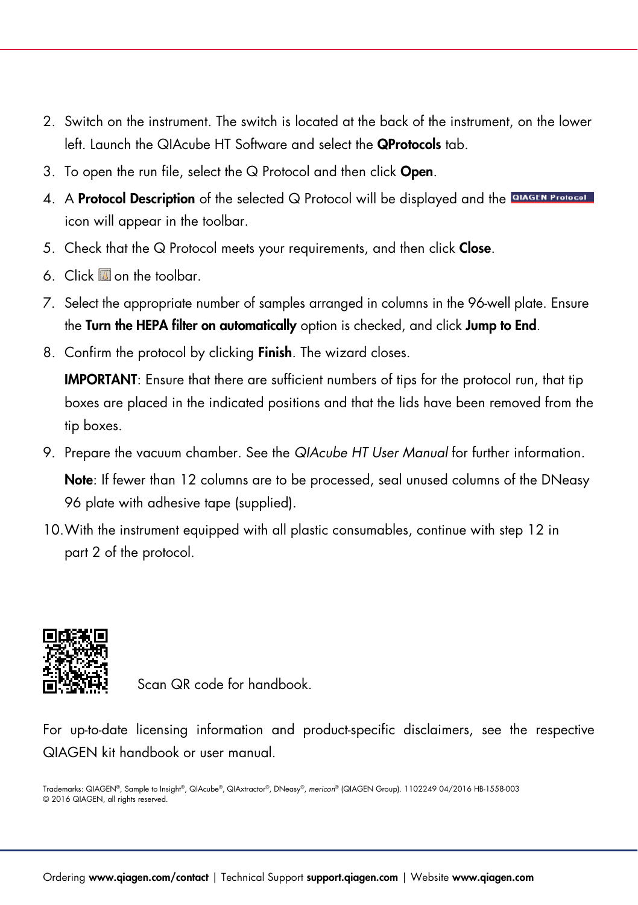2. Switch on the instrument. The switch is located at the back of the instrument, on the lower left. Launch the QIAcube HT Software and select the **QProtocols** tab.
3. To open the run file, select the Q Protocol and then click **Open**.
4. A **Protocol Description** of the selected Q Protocol will be displayed and the QIAGEN Protocol icon will appear in the toolbar.
5. Check that the Q Protocol meets your requirements, and then click **Close**.
6. Click on the toolbar.
7. Select the appropriate number of samples arranged in columns in the 96-well plate. Ensure the **Turn the HEPA filter on automatically** option is checked, and click **Jump to End**.
8. Confirm the protocol by clicking **Finish**. The wizard closes.

   **IMPORTANT**: Ensure that there are sufficient numbers of tips for the protocol run, that tip boxes are placed in the indicated positions and that the lids have been removed from the tip boxes.
9. Prepare the vacuum chamber. See the *QIAcube HT User Manual* for further information.

   **Note**: If fewer than 12 columns are to be processed, seal unused columns of the DNeasy 96 plate with adhesive tape (supplied).
10. With the instrument equipped with all plastic consumables, continue with step 12 in part 2 of the protocol.

Scan QR code for handbook.

For up-to-date licensing information and product-specific disclaimers, see the respective QIAGEN kit handbook or user manual.

Trademarks: QIAGEN®, Sample to Insight®, QIAcube®, QIAxtractor®, DNeasy®, *mericon*® (QIAGEN Group). 1102249 04/2016 HB-1558-003
© 2016 QIAGEN, all rights reserved.

Ordering **www.qiagen.com/contact** | Technical Support **support.qiagen.com** | Website **www.qiagen.com**